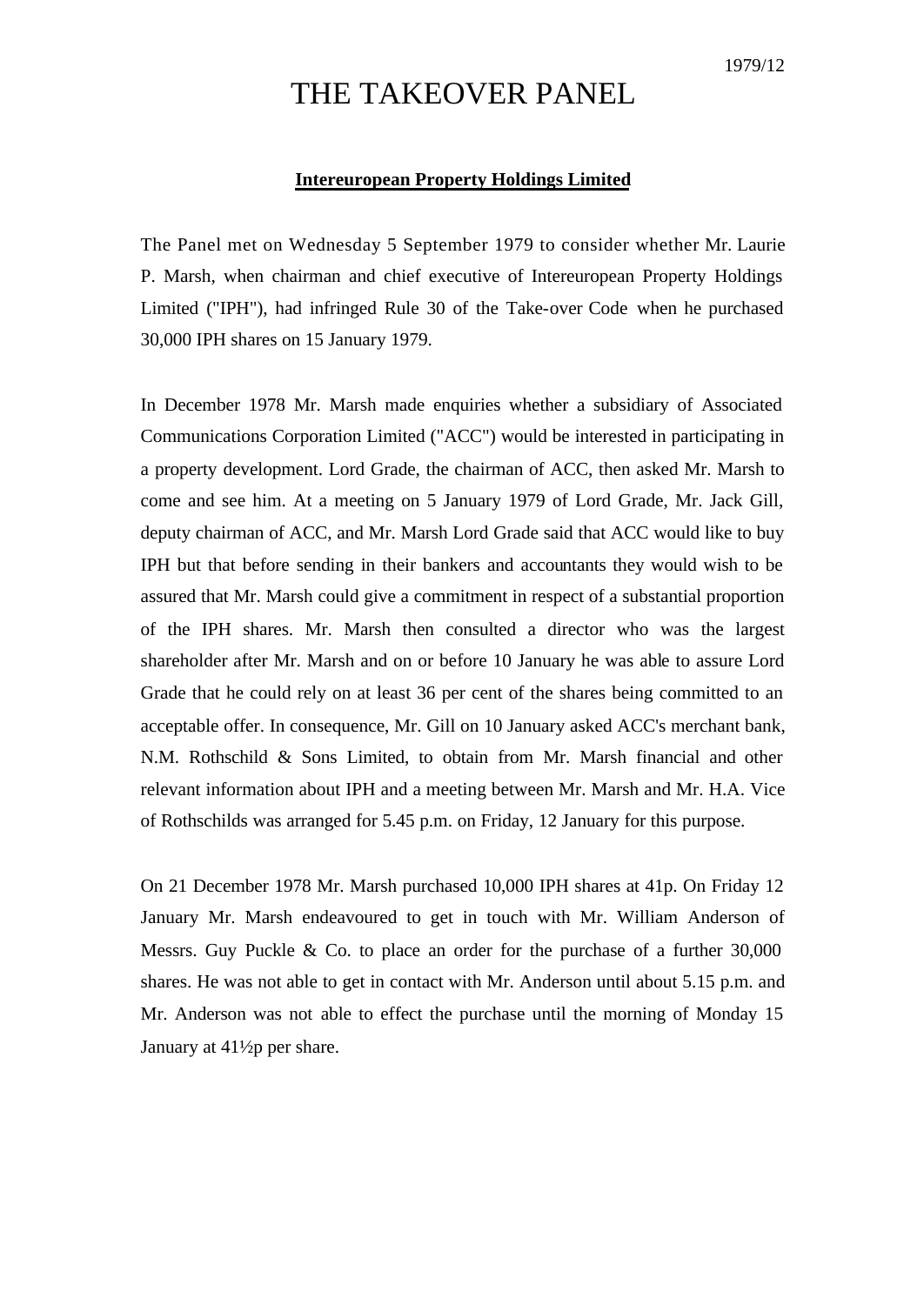1979/12

# THE TAKEOVER PANEL

## Intereuropean Property Holdings Limited

The Panel met on Wednesday 5 September 1979 to consider whether Mr. Laurie P. Marsh, when chairman and chief executive of Intereuropean Property Holdings Limited ("IPH"), had infringed Rule 30 of the Take-over Code when he purchased 30,000 IPH shares on 15 January 1979.

In December 1978 Mr. Marsh made enquiries whether a subsidiary of Associated Communications Corporation Limited ("ACC") would be interested in participating in a property development. Lord Grade, the chairman of ACC, then asked Mr. Marsh to come and see him. At a meeting on 5 January 1979 of Lord Grade, Mr. Jack Gill, deputy chairman of ACC, and Mr. Marsh Lord Grade said that ACC would like to buy IPH but that before sending in their bankers and accountants they would wish to be assured that Mr. Marsh could give a commitment in respect of a substantial proportion of the IPH shares. Mr. Marsh then consulted a director who was the largest shareholder after Mr. Marsh and on or before 10 January he was able to assure Lord Grade that he could rely on at least 36 per cent of the shares being committed to an acceptable offer. In consequence, Mr. Gill on 10 January asked ACC's merchant bank, N.M. Rothschild & Sons Limited, to obtain from Mr. Marsh financial and other relevant information about IPH and a meeting between Mr. Marsh and Mr. H.A. Vice of Rothschilds was arranged for 5.45 p.m. on Friday, 12 January for this purpose.

On 21 December 1978 Mr. Marsh purchased 10,000 IPH shares at 41p. On Friday 12 January Mr. Marsh endeavoured to get in touch with Mr. William Anderson of Messrs. Guy Puckle & Co. to place an order for the purchase of a further 30,000 shares. He was not able to get in contact with Mr. Anderson until about 5.15 p.m. and Mr. Anderson was not able to effect the purchase until the morning of Monday 15 January at 41½p per share.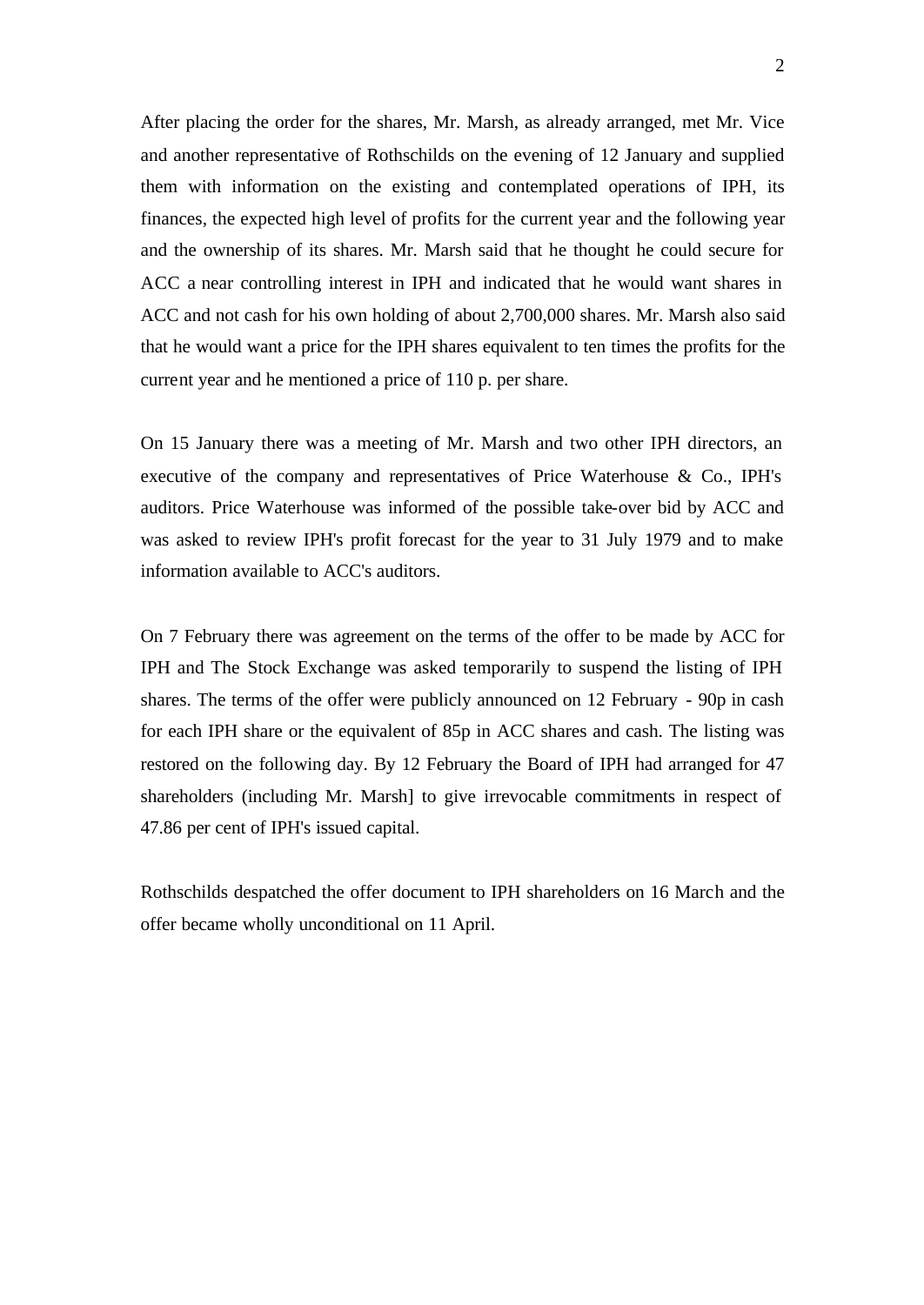After placing the order for the shares, Mr. Marsh, as already arranged, met Mr. Vice and another representative of Rothschilds on the evening of 12 January and supplied them with information on the existing and contemplated operations of IPH, its finances, the expected high level of profits for the current year and the following year and the ownership of its shares. Mr. Marsh said that he thought he could secure for ACC a near controlling interest in IPH and indicated that he would want shares in ACC and not cash for his own holding of about 2,700,000 shares. Mr. Marsh also said that he would want a price for the IPH shares equivalent to ten times the profits for the current year and he mentioned a price of 110 p. per share.

On 15 January there was a meeting of Mr. Marsh and two other IPH directors, an executive of the company and representatives of Price Waterhouse & Co., IPH's auditors. Price Waterhouse was informed of the possible take-over bid by ACC and was asked to review IPH's profit forecast for the year to 31 July 1979 and to make information available to ACC's auditors.

On 7 February there was agreement on the terms of the offer to be made by ACC for IPH and The Stock Exchange was asked temporarily to suspend the listing of IPH shares. The terms of the offer were publicly announced on 12 February - 90p in cash for each IPH share or the equivalent of 85p in ACC shares and cash. The listing was restored on the following day. By 12 February the Board of IPH had arranged for 47 shareholders (including Mr. Marsh] to give irrevocable commitments in respect of 47.86 per cent of IPH's issued capital.

Rothschilds despatched the offer document to IPH shareholders on 16 March and the offer became wholly unconditional on 11 April.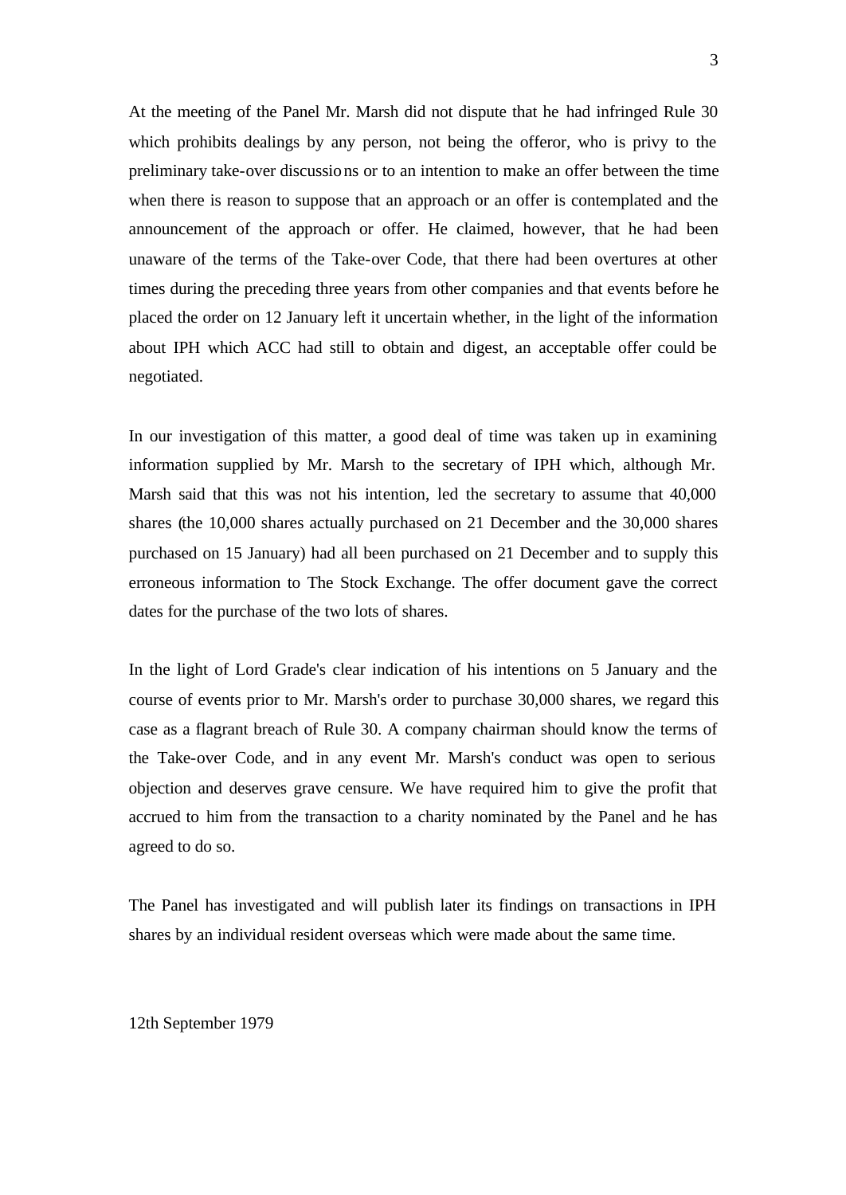At the meeting of the Panel Mr. Marsh did not dispute that he had infringed Rule 30 which prohibits dealings by any person, not being the offeror, who is privy to the preliminary take-over discussions or to an intention to make an offer between the time when there is reason to suppose that an approach or an offer is contemplated and the announcement of the approach or offer. He claimed, however, that he had been unaware of the terms of the Take-over Code, that there had been overtures at other times during the preceding three years from other companies and that events before he placed the order on 12 January left it uncertain whether, in the light of the information about IPH which ACC had still to obtain and digest, an acceptable offer could be negotiated.

In our investigation of this matter, a good deal of time was taken up in examining information supplied by Mr. Marsh to the secretary of IPH which, although Mr. Marsh said that this was not his intention, led the secretary to assume that 40,000 shares (the 10,000 shares actually purchased on 21 December and the 30,000 shares purchased on 15 January) had all been purchased on 21 December and to supply this erroneous information to The Stock Exchange. The offer document gave the correct dates for the purchase of the two lots of shares.

In the light of Lord Grade's clear indication of his intentions on 5 January and the course of events prior to Mr. Marsh's order to purchase 30,000 shares, we regard this case as a flagrant breach of Rule 30. A company chairman should know the terms of the Take-over Code, and in any event Mr. Marsh's conduct was open to serious objection and deserves grave censure. We have required him to give the profit that accrued to him from the transaction to a charity nominated by the Panel and he has agreed to do so.

The Panel has investigated and will publish later its findings on transactions in IPH shares by an individual resident overseas which were made about the same time.

12th September 1979